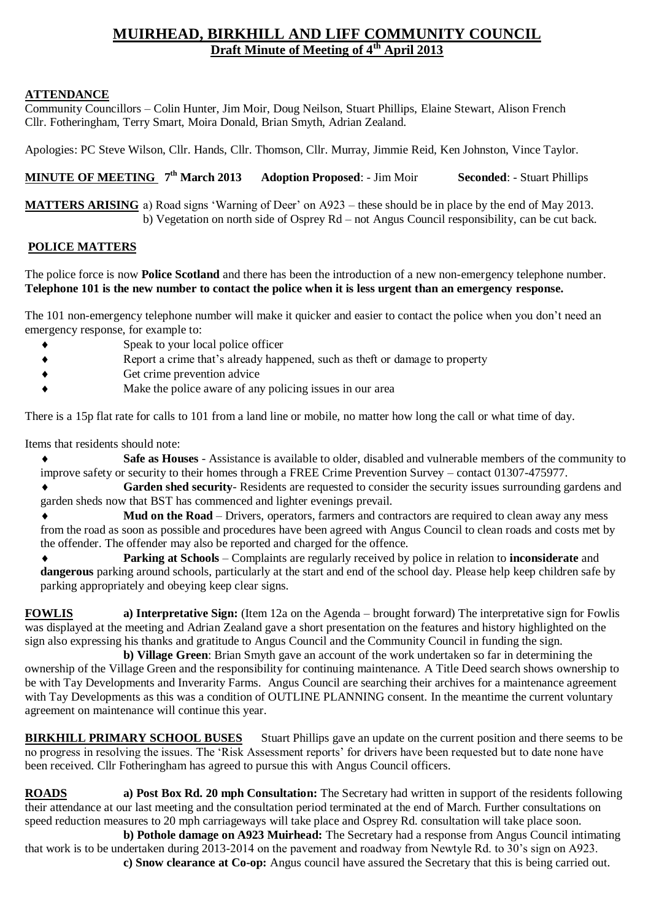# MUIRHEAD, BIRKHILL AND LIFF COMMUNITY COUNCIL

## Draft Minute of Meeting of 4th April 2013

**ATTENDANCE**

Community Councillors – Colin Hunter, Jim Moir, Doug Neilson, Stuart Phillips, Elaine Stewart, Alison French Cllr. Fotheringham, Terry Smart, Moira Donald, Brian Smyth, Adrian Zealand.

Apologies: PC Steve Wilson, Cllr. Hands, Cllr. Thomson, Cllr. Murray, Jimmie Reid, Ken Johnston, Vince Taylor.

**MINUTE OF MEETING 7th March 2013** **Adoption Proposed**: - Jim Moir **Seconded**: - Stuart Phillips

**MATTERS ARISING** a) Road signs 'Warning of Deer' on A923 – these should be in place by the end of May 2013.
b) Vegetation on north side of Osprey Rd – not Angus Council responsibility, can be cut back.

**POLICE MATTERS**

The police force is now **Police Scotland** and there has been the introduction of a new non-emergency telephone number. **Telephone 101 is the new number to contact the police when it is less urgent than an emergency response.**

The 101 non-emergency telephone number will make it quicker and easier to contact the police when you don't need an emergency response, for example to:

- Speak to your local police officer
- Report a crime that's already happened, such as theft or damage to property
- Get crime prevention advice
- Make the police aware of any policing issues in our area

There is a 15p flat rate for calls to 101 from a land line or mobile, no matter how long the call or what time of day.

Items that residents should note:

- **Safe as Houses** - Assistance is available to older, disabled and vulnerable members of the community to improve safety or security to their homes through a FREE Crime Prevention Survey – contact 01307-475977.
- **Garden shed security**- Residents are requested to consider the security issues surrounding gardens and garden sheds now that BST has commenced and lighter evenings prevail.
- **Mud on the Road** – Drivers, operators, farmers and contractors are required to clean away any mess from the road as soon as possible and procedures have been agreed with Angus Council to clean roads and costs met by the offender. The offender may also be reported and charged for the offence.
- **Parking at Schools** – Complaints are regularly received by police in relation to **inconsiderate** and **dangerous** parking around schools, particularly at the start and end of the school day. Please help keep children safe by parking appropriately and obeying keep clear signs.

**FOWLIS** **a) Interpretative Sign:** (Item 12a on the Agenda – brought forward) The interpretative sign for Fowlis was displayed at the meeting and Adrian Zealand gave a short presentation on the features and history highlighted on the sign also expressing his thanks and gratitude to Angus Council and the Community Council in funding the sign.

**b) Village Green**: Brian Smyth gave an account of the work undertaken so far in determining the ownership of the Village Green and the responsibility for continuing maintenance. A Title Deed search shows ownership to be with Tay Developments and Inverarity Farms. Angus Council are searching their archives for a maintenance agreement with Tay Developments as this was a condition of OUTLINE PLANNING consent. In the meantime the current voluntary agreement on maintenance will continue this year.

**BIRKHILL PRIMARY SCHOOL BUSES** Stuart Phillips gave an update on the current position and there seems to be no progress in resolving the issues. The 'Risk Assessment reports' for drivers have been requested but to date none have been received. Cllr Fotheringham has agreed to pursue this with Angus Council officers.

**ROADS** **a) Post Box Rd. 20 mph Consultation:** The Secretary had written in support of the residents following their attendance at our last meeting and the consultation period terminated at the end of March. Further consultations on speed reduction measures to 20 mph carriageways will take place and Osprey Rd. consultation will take place soon.

**b) Pothole damage on A923 Muirhead:** The Secretary had a response from Angus Council intimating that work is to be undertaken during 2013-2014 on the pavement and roadway from Newtyle Rd. to 30's sign on A923.

**c) Snow clearance at Co-op:** Angus council have assured the Secretary that this is being carried out.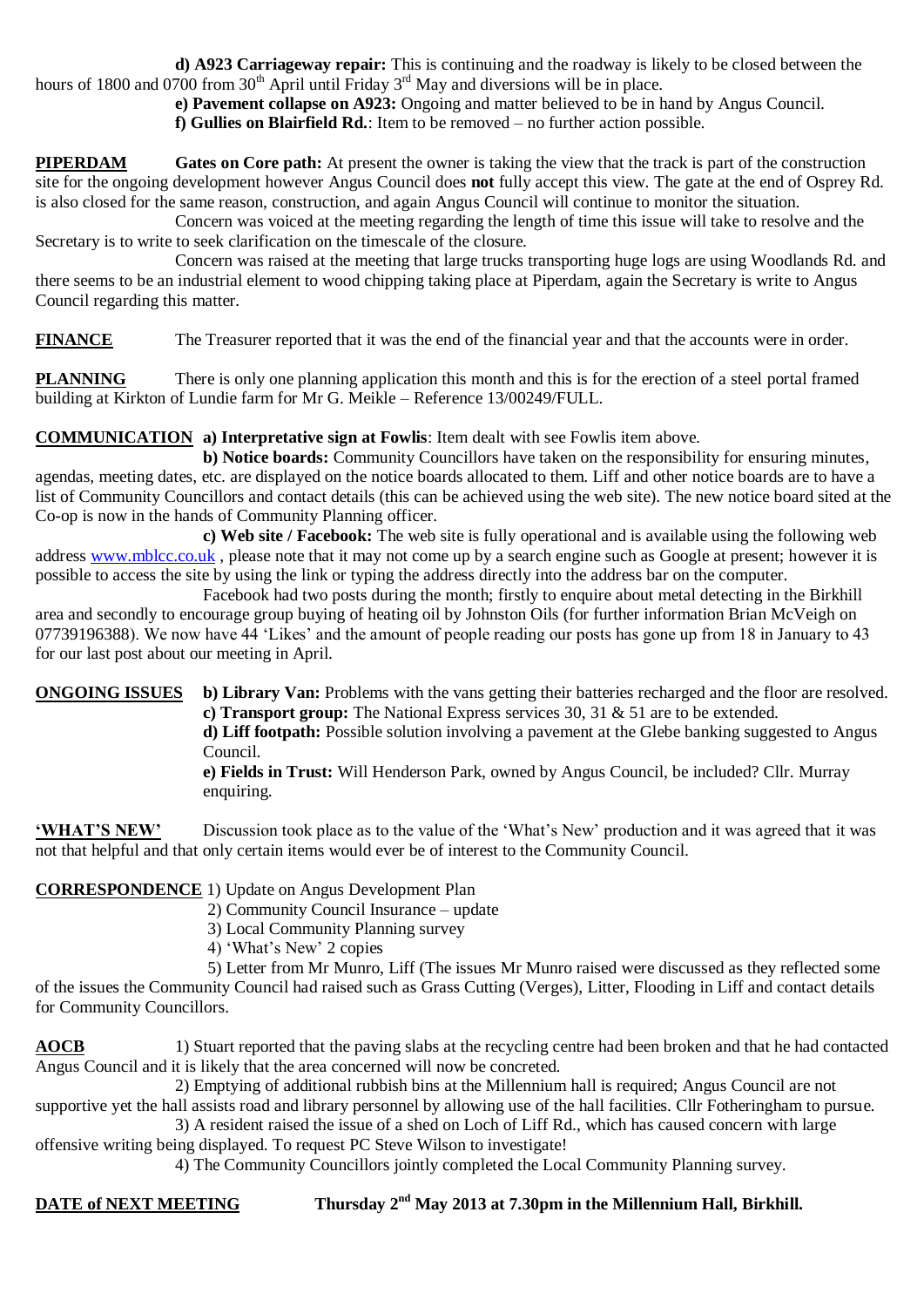**d) A923 Carriageway repair:** This is continuing and the roadway is likely to be closed between the hours of 1800 and 0700 from 30th April until Friday 3rd May and diversions will be in place.

**e) Pavement collapse on A923:** Ongoing and matter believed to be in hand by Angus Council.

**f) Gullies on Blairfield Rd.**: Item to be removed – no further action possible.

**PIPERDAM** **Gates on Core path:** At present the owner is taking the view that the track is part of the construction site for the ongoing development however Angus Council does **not** fully accept this view. The gate at the end of Osprey Rd. is also closed for the same reason, construction, and again Angus Council will continue to monitor the situation.

Concern was voiced at the meeting regarding the length of time this issue will take to resolve and the Secretary is to write to seek clarification on the timescale of the closure.

Concern was raised at the meeting that large trucks transporting huge logs are using Woodlands Rd. and there seems to be an industrial element to wood chipping taking place at Piperdam, again the Secretary is write to Angus Council regarding this matter.

**FINANCE** The Treasurer reported that it was the end of the financial year and that the accounts were in order.

**PLANNING** There is only one planning application this month and this is for the erection of a steel portal framed building at Kirkton of Lundie farm for Mr G. Meikle – Reference 13/00249/FULL.

**COMMUNICATION** **a) Interpretative sign at Fowlis**: Item dealt with see Fowlis item above.

**b) Notice boards:** Community Councillors have taken on the responsibility for ensuring minutes, agendas, meeting dates, etc. are displayed on the notice boards allocated to them. Liff and other notice boards are to have a list of Community Councillors and contact details (this can be achieved using the web site). The new notice board sited at the Co-op is now in the hands of Community Planning officer.

**c) Web site / Facebook:** The web site is fully operational and is available using the following web address www.mblcc.co.uk , please note that it may not come up by a search engine such as Google at present; however it is possible to access the site by using the link or typing the address directly into the address bar on the computer.

Facebook had two posts during the month; firstly to enquire about metal detecting in the Birkhill area and secondly to encourage group buying of heating oil by Johnston Oils (for further information Brian McVeigh on 07739196388). We now have 44 'Likes' and the amount of people reading our posts has gone up from 18 in January to 43 for our last post about our meeting in April.

**ONGOING ISSUES** **b) Library Van:** Problems with the vans getting their batteries recharged and the floor are resolved.

**c) Transport group:** The National Express services 30, 31 & 51 are to be extended.

**d) Liff footpath:** Possible solution involving a pavement at the Glebe banking suggested to Angus Council.

**e) Fields in Trust:** Will Henderson Park, owned by Angus Council, be included? Cllr. Murray enquiring.

**'WHAT'S NEW'** Discussion took place as to the value of the 'What's New' production and it was agreed that it was not that helpful and that only certain items would ever be of interest to the Community Council.

**CORRESPONDENCE** 1) Update on Angus Development Plan

2) Community Council Insurance – update

3) Local Community Planning survey

4) 'What's New' 2 copies

5) Letter from Mr Munro, Liff (The issues Mr Munro raised were discussed as they reflected some of the issues the Community Council had raised such as Grass Cutting (Verges), Litter, Flooding in Liff and contact details for Community Councillors.

**AOCB** 1) Stuart reported that the paving slabs at the recycling centre had been broken and that he had contacted Angus Council and it is likely that the area concerned will now be concreted.

2) Emptying of additional rubbish bins at the Millennium hall is required; Angus Council are not supportive yet the hall assists road and library personnel by allowing use of the hall facilities. Cllr Fotheringham to pursue.

3) A resident raised the issue of a shed on Loch of Liff Rd., which has caused concern with large offensive writing being displayed. To request PC Steve Wilson to investigate!

4) The Community Councillors jointly completed the Local Community Planning survey.

**DATE of NEXT MEETING** **Thursday 2nd May 2013 at 7.30pm in the Millennium Hall, Birkhill.**